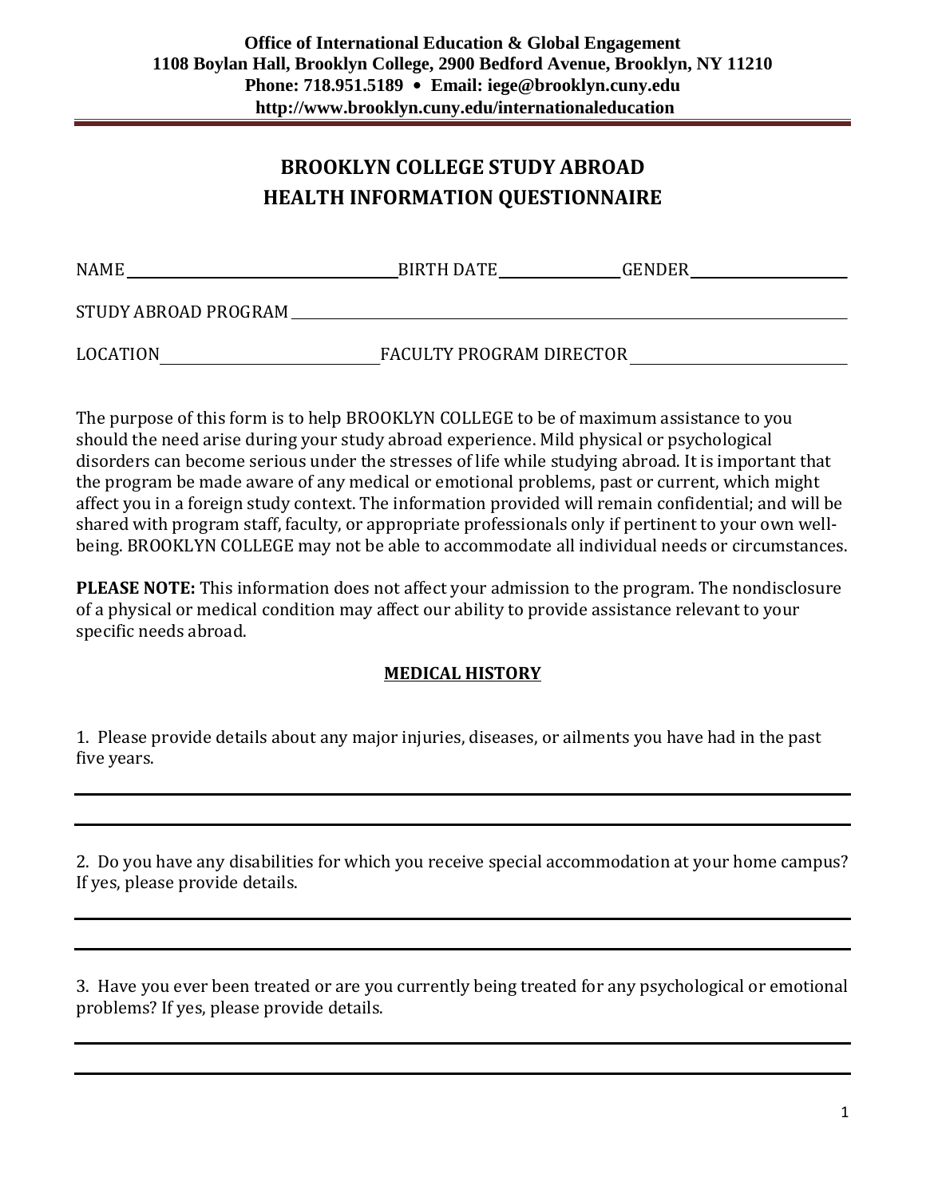**Office of International Education & Global Engagement**
**1108 Boylan Hall, Brooklyn College, 2900 Bedford Avenue, Brooklyn, NY 11210**
**Phone: 718.951.5189 • Email: iege@brooklyn.cuny.edu**
**http://www.brooklyn.cuny.edu/internationaleducation**

# BROOKLYN COLLEGE STUDY ABROAD
# HEALTH INFORMATION QUESTIONNAIRE

NAME ______________________________ BIRTH DATE ______________ GENDER __________________

STUDY ABROAD PROGRAM ____________________________________________________________

LOCATION __________________________ FACULTY PROGRAM DIRECTOR __________________________

The purpose of this form is to help BROOKLYN COLLEGE to be of maximum assistance to you should the need arise during your study abroad experience. Mild physical or psychological disorders can become serious under the stresses of life while studying abroad. It is important that the program be made aware of any medical or emotional problems, past or current, which might affect you in a foreign study context. The information provided will remain confidential; and will be shared with program staff, faculty, or appropriate professionals only if pertinent to your own well-being. BROOKLYN COLLEGE may not be able to accommodate all individual needs or circumstances.

**PLEASE NOTE:** This information does not affect your admission to the program. The nondisclosure of a physical or medical condition may affect our ability to provide assistance relevant to your specific needs abroad.

## MEDICAL HISTORY

1. Please provide details about any major injuries, diseases, or ailments you have had in the past five years.

_____________________________________________________________________________

_____________________________________________________________________________

2. Do you have any disabilities for which you receive special accommodation at your home campus? If yes, please provide details.

_____________________________________________________________________________

_____________________________________________________________________________

3. Have you ever been treated or are you currently being treated for any psychological or emotional problems? If yes, please provide details.

_____________________________________________________________________________

_____________________________________________________________________________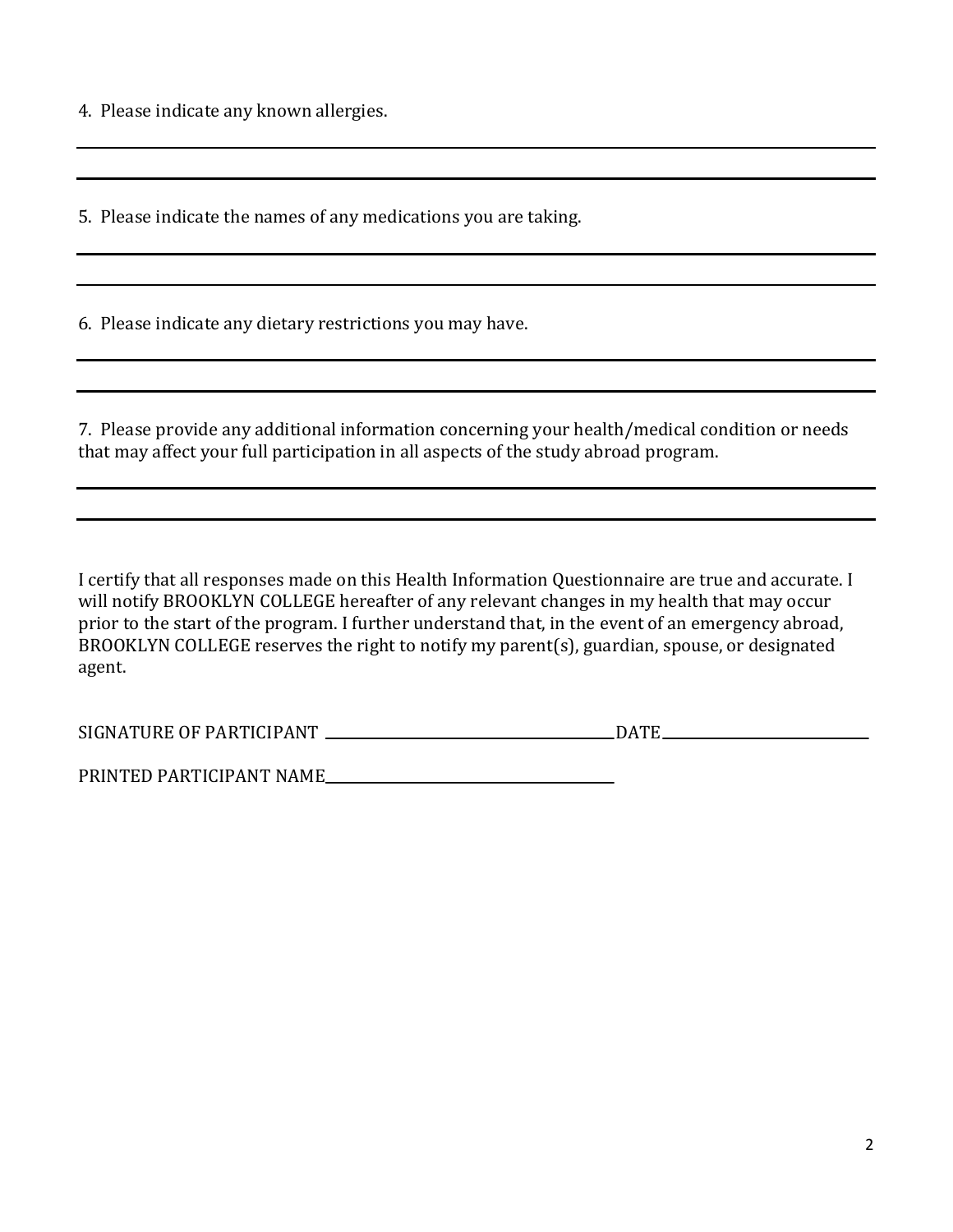4. Please indicate any known allergies.

______________________________________________________________________________

______________________________________________________________________________

5. Please indicate the names of any medications you are taking.

______________________________________________________________________________

______________________________________________________________________________

6. Please indicate any dietary restrictions you may have.

______________________________________________________________________________

______________________________________________________________________________

7. Please provide any additional information concerning your health/medical condition or needs that may affect your full participation in all aspects of the study abroad program.

______________________________________________________________________________

______________________________________________________________________________

I certify that all responses made on this Health Information Questionnaire are true and accurate. I will notify BROOKLYN COLLEGE hereafter of any relevant changes in my health that may occur prior to the start of the program. I further understand that, in the event of an emergency abroad, BROOKLYN COLLEGE reserves the right to notify my parent(s), guardian, spouse, or designated agent.

SIGNATURE OF PARTICIPANT ________________________________ DATE ______________________

PRINTED PARTICIPANT NAME ________________________________